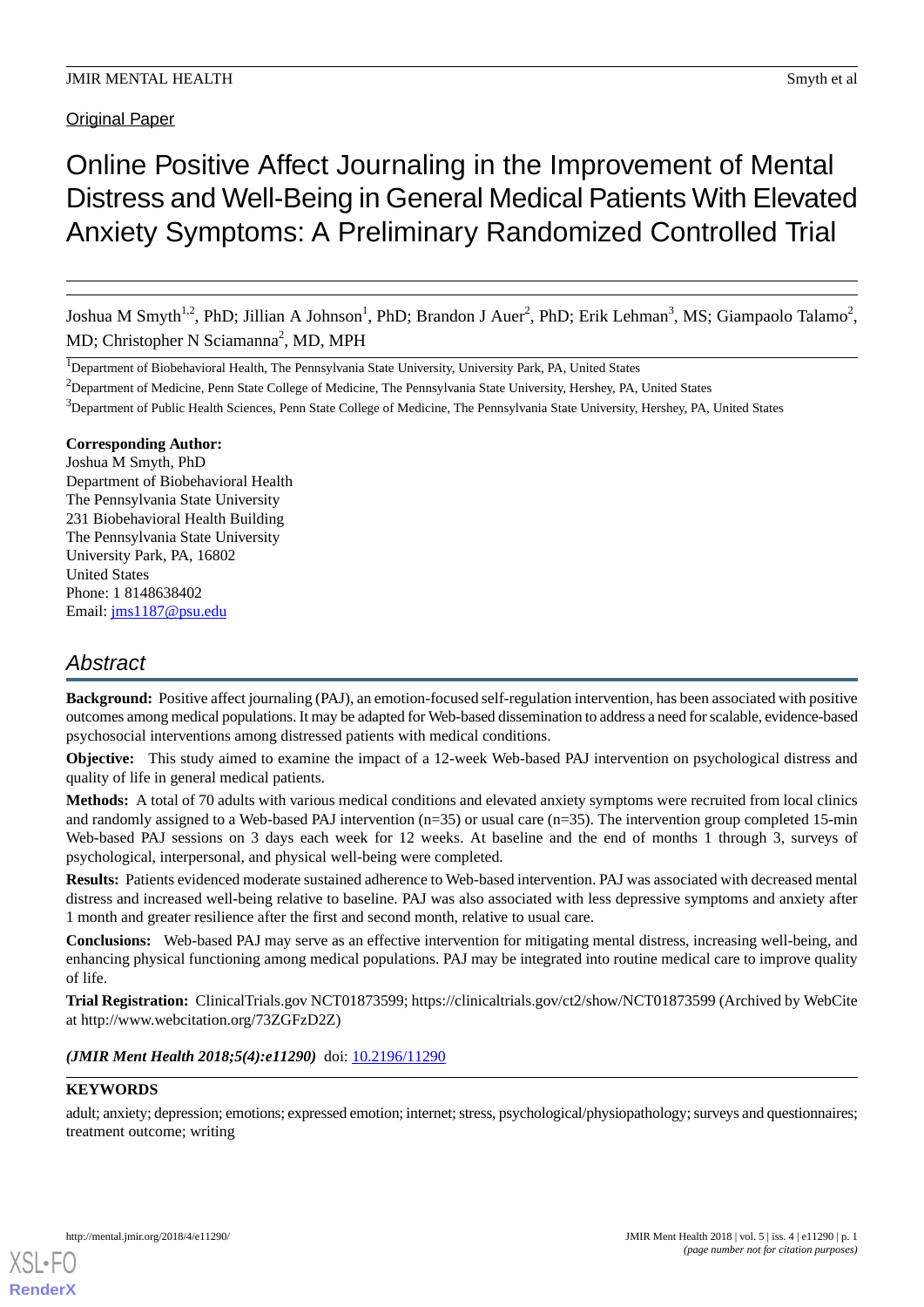Original Paper

# Online Positive Affect Journaling in the Improvement of Mental Distress and Well-Being in General Medical Patients With Elevated Anxiety Symptoms: A Preliminary Randomized Controlled Trial

Joshua M Smyth[1,2], PhD; Jillian A Johnson[1], PhD; Brandon J Auer[2], PhD; Erik Lehman[3], MS; Giampaolo Talamo[2], MD; Christopher N Sciamanna[2], MD, MPH

[1]Department of Biobehavioral Health, The Pennsylvania State University, University Park, PA, United States

[2]Department of Medicine, Penn State College of Medicine, The Pennsylvania State University, Hershey, PA, United States

[3]Department of Public Health Sciences, Penn State College of Medicine, The Pennsylvania State University, Hershey, PA, United States

**Corresponding Author:**
Joshua M Smyth, PhD
Department of Biobehavioral Health
The Pennsylvania State University
231 Biobehavioral Health Building
The Pennsylvania State University
University Park, PA, 16802
United States
Phone: 1 8148638402
Email: jms1187@psu.edu

## Abstract

**Background:** Positive affect journaling (PAJ), an emotion-focused self-regulation intervention, has been associated with positive outcomes among medical populations. It may be adapted for Web-based dissemination to address a need for scalable, evidence-based psychosocial interventions among distressed patients with medical conditions.

**Objective:** This study aimed to examine the impact of a 12-week Web-based PAJ intervention on psychological distress and quality of life in general medical patients.

**Methods:** A total of 70 adults with various medical conditions and elevated anxiety symptoms were recruited from local clinics and randomly assigned to a Web-based PAJ intervention (n=35) or usual care (n=35). The intervention group completed 15-min Web-based PAJ sessions on 3 days each week for 12 weeks. At baseline and the end of months 1 through 3, surveys of psychological, interpersonal, and physical well-being were completed.

**Results:** Patients evidenced moderate sustained adherence to Web-based intervention. PAJ was associated with decreased mental distress and increased well-being relative to baseline. PAJ was also associated with less depressive symptoms and anxiety after 1 month and greater resilience after the first and second month, relative to usual care.

**Conclusions:** Web-based PAJ may serve as an effective intervention for mitigating mental distress, increasing well-being, and enhancing physical functioning among medical populations. PAJ may be integrated into routine medical care to improve quality of life.

**Trial Registration:** ClinicalTrials.gov NCT01873599; https://clinicaltrials.gov/ct2/show/NCT01873599 (Archived by WebCite at http://www.webcitation.org/73ZGFzD2Z)

***(JMIR Ment Health 2018;5(4):e11290)*** doi: 10.2196/11290

### KEYWORDS

adult; anxiety; depression; emotions; expressed emotion; internet; stress, psychological/physiopathology; surveys and questionnaires; treatment outcome; writing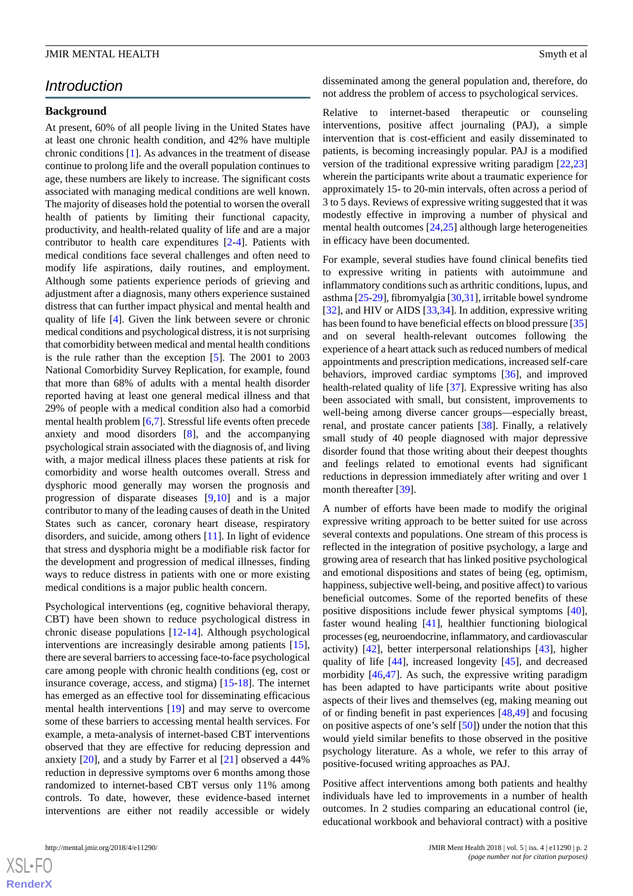## Introduction

### Background

At present, 60% of all people living in the United States have at least one chronic health condition, and 42% have multiple chronic conditions [1]. As advances in the treatment of disease continue to prolong life and the overall population continues to age, these numbers are likely to increase. The significant costs associated with managing medical conditions are well known. The majority of diseases hold the potential to worsen the overall health of patients by limiting their functional capacity, productivity, and health-related quality of life and are a major contributor to health care expenditures [2-4]. Patients with medical conditions face several challenges and often need to modify life aspirations, daily routines, and employment. Although some patients experience periods of grieving and adjustment after a diagnosis, many others experience sustained distress that can further impact physical and mental health and quality of life [4]. Given the link between severe or chronic medical conditions and psychological distress, it is not surprising that comorbidity between medical and mental health conditions is the rule rather than the exception [5]. The 2001 to 2003 National Comorbidity Survey Replication, for example, found that more than 68% of adults with a mental health disorder reported having at least one general medical illness and that 29% of people with a medical condition also had a comorbid mental health problem [6,7]. Stressful life events often precede anxiety and mood disorders [8], and the accompanying psychological strain associated with the diagnosis of, and living with, a major medical illness places these patients at risk for comorbidity and worse health outcomes overall. Stress and dysphoric mood generally may worsen the prognosis and progression of disparate diseases [9,10] and is a major contributor to many of the leading causes of death in the United States such as cancer, coronary heart disease, respiratory disorders, and suicide, among others [11]. In light of evidence that stress and dysphoria might be a modifiable risk factor for the development and progression of medical illnesses, finding ways to reduce distress in patients with one or more existing medical conditions is a major public health concern.

Psychological interventions (eg, cognitive behavioral therapy, CBT) have been shown to reduce psychological distress in chronic disease populations [12-14]. Although psychological interventions are increasingly desirable among patients [15], there are several barriers to accessing face-to-face psychological care among people with chronic health conditions (eg, cost or insurance coverage, access, and stigma) [15-18]. The internet has emerged as an effective tool for disseminating efficacious mental health interventions [19] and may serve to overcome some of these barriers to accessing mental health services. For example, a meta-analysis of internet-based CBT interventions observed that they are effective for reducing depression and anxiety [20], and a study by Farrer et al [21] observed a 44% reduction in depressive symptoms over 6 months among those randomized to internet-based CBT versus only 11% among controls. To date, however, these evidence-based internet interventions are either not readily accessible or widely disseminated among the general population and, therefore, do not address the problem of access to psychological services.

Relative to internet-based therapeutic or counseling interventions, positive affect journaling (PAJ), a simple intervention that is cost-efficient and easily disseminated to patients, is becoming increasingly popular. PAJ is a modified version of the traditional expressive writing paradigm [22,23] wherein the participants write about a traumatic experience for approximately 15- to 20-min intervals, often across a period of 3 to 5 days. Reviews of expressive writing suggested that it was modestly effective in improving a number of physical and mental health outcomes [24,25] although large heterogeneities in efficacy have been documented.

For example, several studies have found clinical benefits tied to expressive writing in patients with autoimmune and inflammatory conditions such as arthritic conditions, lupus, and asthma [25-29], fibromyalgia [30,31], irritable bowel syndrome [32], and HIV or AIDS [33,34]. In addition, expressive writing has been found to have beneficial effects on blood pressure [35] and on several health-relevant outcomes following the experience of a heart attack such as reduced numbers of medical appointments and prescription medications, increased self-care behaviors, improved cardiac symptoms [36], and improved health-related quality of life [37]. Expressive writing has also been associated with small, but consistent, improvements to well-being among diverse cancer groups—especially breast, renal, and prostate cancer patients [38]. Finally, a relatively small study of 40 people diagnosed with major depressive disorder found that those writing about their deepest thoughts and feelings related to emotional events had significant reductions in depression immediately after writing and over 1 month thereafter [39].

A number of efforts have been made to modify the original expressive writing approach to be better suited for use across several contexts and populations. One stream of this process is reflected in the integration of positive psychology, a large and growing area of research that has linked positive psychological and emotional dispositions and states of being (eg, optimism, happiness, subjective well-being, and positive affect) to various beneficial outcomes. Some of the reported benefits of these positive dispositions include fewer physical symptoms [40], faster wound healing [41], healthier functioning biological processes (eg, neuroendocrine, inflammatory, and cardiovascular activity) [42], better interpersonal relationships [43], higher quality of life [44], increased longevity [45], and decreased morbidity [46,47]. As such, the expressive writing paradigm has been adapted to have participants write about positive aspects of their lives and themselves (eg, making meaning out of or finding benefit in past experiences [48,49] and focusing on positive aspects of one's self [50]) under the notion that this would yield similar benefits to those observed in the positive psychology literature. As a whole, we refer to this array of positive-focused writing approaches as PAJ.

Positive affect interventions among both patients and healthy individuals have led to improvements in a number of health outcomes. In 2 studies comparing an educational control (ie, educational workbook and behavioral contract) with a positive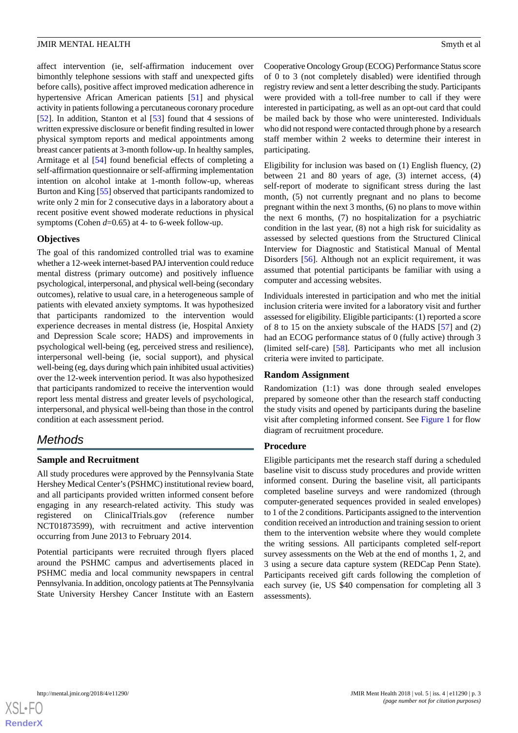affect intervention (ie, self-affirmation inducement over bimonthly telephone sessions with staff and unexpected gifts before calls), positive affect improved medication adherence in hypertensive African American patients [51] and physical activity in patients following a percutaneous coronary procedure [52]. In addition, Stanton et al [53] found that 4 sessions of written expressive disclosure or benefit finding resulted in lower physical symptom reports and medical appointments among breast cancer patients at 3-month follow-up. In healthy samples, Armitage et al [54] found beneficial effects of completing a self-affirmation questionnaire or self-affirming implementation intention on alcohol intake at 1-month follow-up, whereas Burton and King [55] observed that participants randomized to write only 2 min for 2 consecutive days in a laboratory about a recent positive event showed moderate reductions in physical symptoms (Cohen *d*=0.65) at 4- to 6-week follow-up.

### Objectives

The goal of this randomized controlled trial was to examine whether a 12-week internet-based PAJ intervention could reduce mental distress (primary outcome) and positively influence psychological, interpersonal, and physical well-being (secondary outcomes), relative to usual care, in a heterogeneous sample of patients with elevated anxiety symptoms. It was hypothesized that participants randomized to the intervention would experience decreases in mental distress (ie, Hospital Anxiety and Depression Scale score; HADS) and improvements in psychological well-being (eg, perceived stress and resilience), interpersonal well-being (ie, social support), and physical well-being (eg, days during which pain inhibited usual activities) over the 12-week intervention period. It was also hypothesized that participants randomized to receive the intervention would report less mental distress and greater levels of psychological, interpersonal, and physical well-being than those in the control condition at each assessment period.

## Methods

### Sample and Recruitment

All study procedures were approved by the Pennsylvania State Hershey Medical Center's (PSHMC) institutional review board, and all participants provided written informed consent before engaging in any research-related activity. This study was registered on ClinicalTrials.gov (reference number NCT01873599), with recruitment and active intervention occurring from June 2013 to February 2014.

Potential participants were recruited through flyers placed around the PSHMC campus and advertisements placed in PSHMC media and local community newspapers in central Pennsylvania. In addition, oncology patients at The Pennsylvania State University Hershey Cancer Institute with an Eastern Cooperative Oncology Group (ECOG) Performance Status score of 0 to 3 (not completely disabled) were identified through registry review and sent a letter describing the study. Participants were provided with a toll-free number to call if they were interested in participating, as well as an opt-out card that could be mailed back by those who were uninterested. Individuals who did not respond were contacted through phone by a research staff member within 2 weeks to determine their interest in participating.

Eligibility for inclusion was based on (1) English fluency, (2) between 21 and 80 years of age, (3) internet access, (4) self-report of moderate to significant stress during the last month, (5) not currently pregnant and no plans to become pregnant within the next 3 months, (6) no plans to move within the next 6 months, (7) no hospitalization for a psychiatric condition in the last year, (8) not a high risk for suicidality as assessed by selected questions from the Structured Clinical Interview for Diagnostic and Statistical Manual of Mental Disorders [56]. Although not an explicit requirement, it was assumed that potential participants be familiar with using a computer and accessing websites.

Individuals interested in participation and who met the initial inclusion criteria were invited for a laboratory visit and further assessed for eligibility. Eligible participants: (1) reported a score of 8 to 15 on the anxiety subscale of the HADS [57] and (2) had an ECOG performance status of 0 (fully active) through 3 (limited self-care) [58]. Participants who met all inclusion criteria were invited to participate.

### Random Assignment

Randomization (1:1) was done through sealed envelopes prepared by someone other than the research staff conducting the study visits and opened by participants during the baseline visit after completing informed consent. See Figure 1 for flow diagram of recruitment procedure.

### Procedure

Eligible participants met the research staff during a scheduled baseline visit to discuss study procedures and provide written informed consent. During the baseline visit, all participants completed baseline surveys and were randomized (through computer-generated sequences provided in sealed envelopes) to 1 of the 2 conditions. Participants assigned to the intervention condition received an introduction and training session to orient them to the intervention website where they would complete the writing sessions. All participants completed self-report survey assessments on the Web at the end of months 1, 2, and 3 using a secure data capture system (REDCap Penn State). Participants received gift cards following the completion of each survey (ie, US $40 compensation for completing all 3 assessments).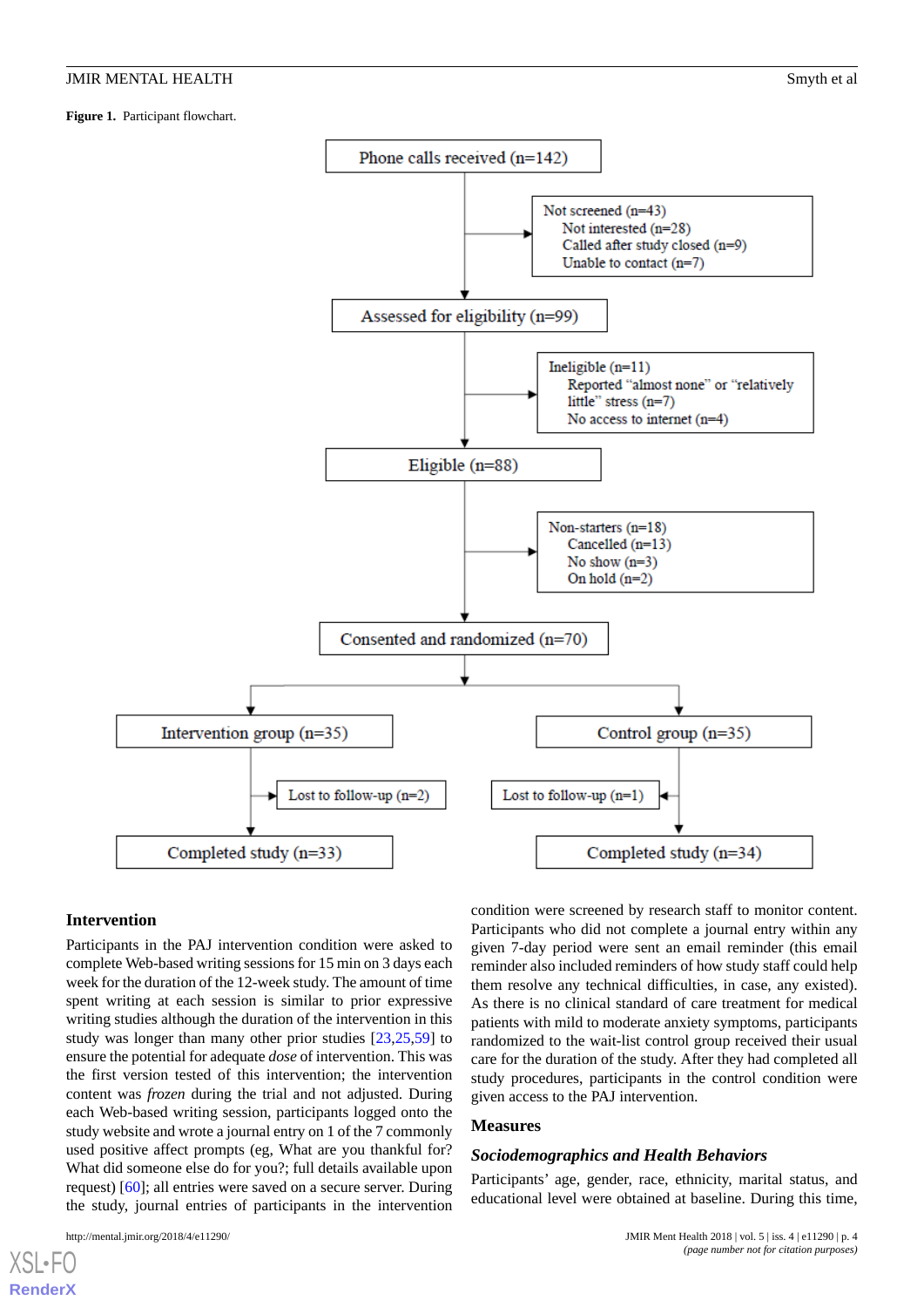**Figure 1.** Participant flowchart.

Phone calls received (n=142)

Not screened (n=43)
- Not interested (n=28)
- Called after study closed (n=9)
- Unable to contact (n=7)

Assessed for eligibility (n=99)

Ineligible (n=11)
- Reported "almost none" or "relatively little" stress (n=7)
- No access to internet (n=4)

Eligible (n=88)

Non-starters (n=18)
- Cancelled (n=13)
- No show (n=3)
- On hold (n=2)

Consented and randomized (n=70)

Intervention group (n=35)
- Lost to follow-up (n=2)
- Completed study (n=33)

Control group (n=35)
- Lost to follow-up (n=1)
- Completed study (n=34)

### Intervention

Participants in the PAJ intervention condition were asked to complete Web-based writing sessions for 15 min on 3 days each week for the duration of the 12-week study. The amount of time spent writing at each session is similar to prior expressive writing studies although the duration of the intervention in this study was longer than many other prior studies [23,25,59] to ensure the potential for adequate *dose* of intervention. This was the first version tested of this intervention; the intervention content was *frozen* during the trial and not adjusted. During each Web-based writing session, participants logged onto the study website and wrote a journal entry on 1 of the 7 commonly used positive affect prompts (eg, What are you thankful for? What did someone else do for you?; full details available upon request) [60]; all entries were saved on a secure server. During the study, journal entries of participants in the intervention condition were screened by research staff to monitor content. Participants who did not complete a journal entry within any given 7-day period were sent an email reminder (this email reminder also included reminders of how study staff could help them resolve any technical difficulties, in case, any existed). As there is no clinical standard of care treatment for medical patients with mild to moderate anxiety symptoms, participants randomized to the wait-list control group received their usual care for the duration of the study. After they had completed all study procedures, participants in the control condition were given access to the PAJ intervention.

### Measures

#### *Sociodemographics and Health Behaviors*

Participants' age, gender, race, ethnicity, marital status, and educational level were obtained at baseline. During this time,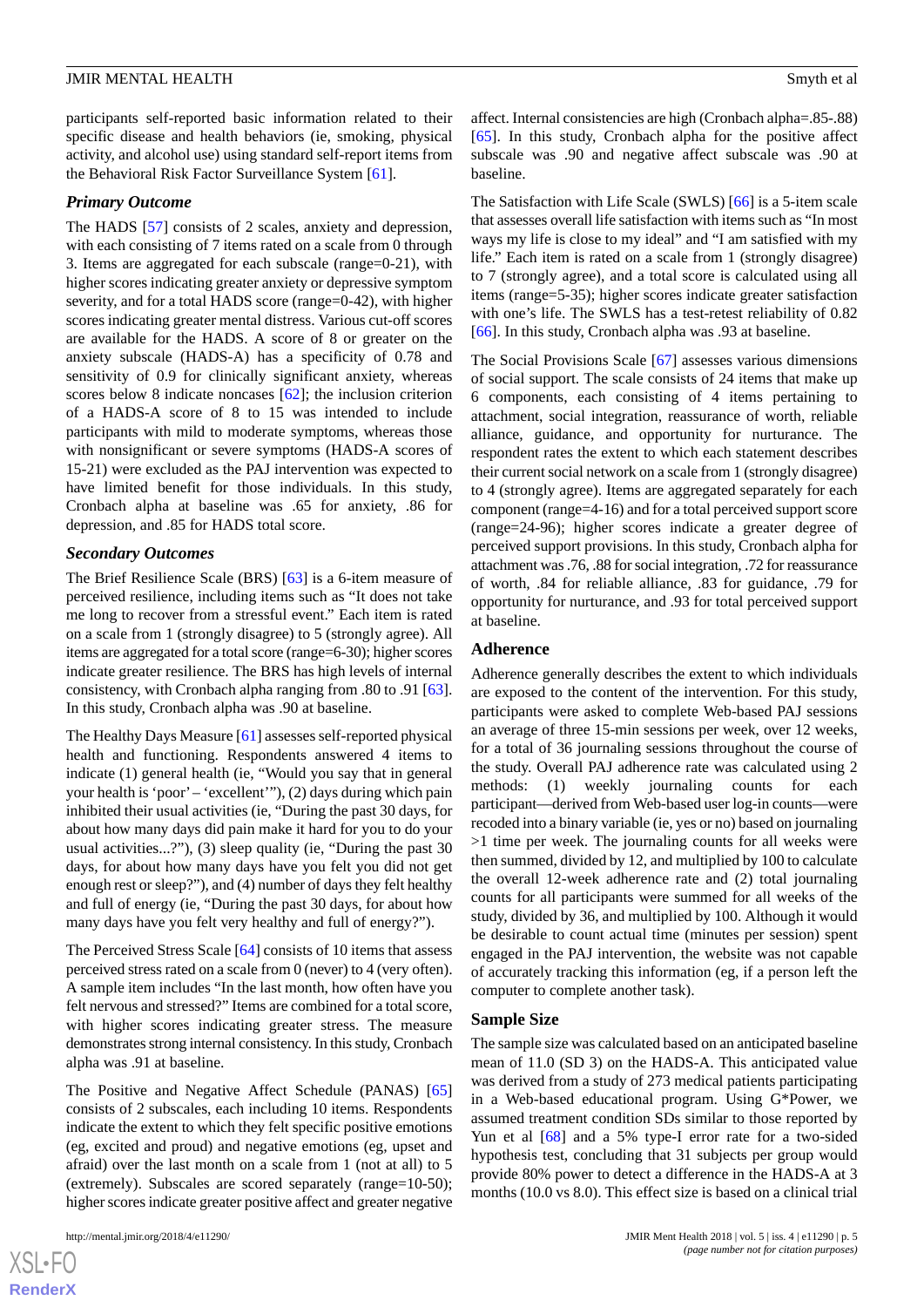participants self-reported basic information related to their specific disease and health behaviors (ie, smoking, physical activity, and alcohol use) using standard self-report items from the Behavioral Risk Factor Surveillance System [61].

### Primary Outcome

The HADS [57] consists of 2 scales, anxiety and depression, with each consisting of 7 items rated on a scale from 0 through 3. Items are aggregated for each subscale (range=0-21), with higher scores indicating greater anxiety or depressive symptom severity, and for a total HADS score (range=0-42), with higher scores indicating greater mental distress. Various cut-off scores are available for the HADS. A score of 8 or greater on the anxiety subscale (HADS-A) has a specificity of 0.78 and sensitivity of 0.9 for clinically significant anxiety, whereas scores below 8 indicate noncases [62]; the inclusion criterion of a HADS-A score of 8 to 15 was intended to include participants with mild to moderate symptoms, whereas those with nonsignificant or severe symptoms (HADS-A scores of 15-21) were excluded as the PAJ intervention was expected to have limited benefit for those individuals. In this study, Cronbach alpha at baseline was .65 for anxiety, .86 for depression, and .85 for HADS total score.

### Secondary Outcomes

The Brief Resilience Scale (BRS) [63] is a 6-item measure of perceived resilience, including items such as "It does not take me long to recover from a stressful event." Each item is rated on a scale from 1 (strongly disagree) to 5 (strongly agree). All items are aggregated for a total score (range=6-30); higher scores indicate greater resilience. The BRS has high levels of internal consistency, with Cronbach alpha ranging from .80 to .91 [63]. In this study, Cronbach alpha was .90 at baseline.

The Healthy Days Measure [61] assesses self-reported physical health and functioning. Respondents answered 4 items to indicate (1) general health (ie, "Would you say that in general your health is 'poor' – 'excellent'"), (2) days during which pain inhibited their usual activities (ie, "During the past 30 days, for about how many days did pain make it hard for you to do your usual activities...?"), (3) sleep quality (ie, "During the past 30 days, for about how many days have you felt you did not get enough rest or sleep?"), and (4) number of days they felt healthy and full of energy (ie, "During the past 30 days, for about how many days have you felt very healthy and full of energy?").

The Perceived Stress Scale [64] consists of 10 items that assess perceived stress rated on a scale from 0 (never) to 4 (very often). A sample item includes "In the last month, how often have you felt nervous and stressed?" Items are combined for a total score, with higher scores indicating greater stress. The measure demonstrates strong internal consistency. In this study, Cronbach alpha was .91 at baseline.

The Positive and Negative Affect Schedule (PANAS) [65] consists of 2 subscales, each including 10 items. Respondents indicate the extent to which they felt specific positive emotions (eg, excited and proud) and negative emotions (eg, upset and afraid) over the last month on a scale from 1 (not at all) to 5 (extremely). Subscales are scored separately (range=10-50); higher scores indicate greater positive affect and greater negative affect. Internal consistencies are high (Cronbach alpha=.85-.88) [65]. In this study, Cronbach alpha for the positive affect subscale was .90 and negative affect subscale was .90 at baseline.

The Satisfaction with Life Scale (SWLS) [66] is a 5-item scale that assesses overall life satisfaction with items such as "In most ways my life is close to my ideal" and "I am satisfied with my life." Each item is rated on a scale from 1 (strongly disagree) to 7 (strongly agree), and a total score is calculated using all items (range=5-35); higher scores indicate greater satisfaction with one's life. The SWLS has a test-retest reliability of 0.82 [66]. In this study, Cronbach alpha was .93 at baseline.

The Social Provisions Scale [67] assesses various dimensions of social support. The scale consists of 24 items that make up 6 components, each consisting of 4 items pertaining to attachment, social integration, reassurance of worth, reliable alliance, guidance, and opportunity for nurturance. The respondent rates the extent to which each statement describes their current social network on a scale from 1 (strongly disagree) to 4 (strongly agree). Items are aggregated separately for each component (range=4-16) and for a total perceived support score (range=24-96); higher scores indicate a greater degree of perceived support provisions. In this study, Cronbach alpha for attachment was .76, .88 for social integration, .72 for reassurance of worth, .84 for reliable alliance, .83 for guidance, .79 for opportunity for nurturance, and .93 for total perceived support at baseline.

## Adherence

Adherence generally describes the extent to which individuals are exposed to the content of the intervention. For this study, participants were asked to complete Web-based PAJ sessions an average of three 15-min sessions per week, over 12 weeks, for a total of 36 journaling sessions throughout the course of the study. Overall PAJ adherence rate was calculated using 2 methods: (1) weekly journaling counts for each participant—derived from Web-based user log-in counts—were recoded into a binary variable (ie, yes or no) based on journaling >1 time per week. The journaling counts for all weeks were then summed, divided by 12, and multiplied by 100 to calculate the overall 12-week adherence rate and (2) total journaling counts for all participants were summed for all weeks of the study, divided by 36, and multiplied by 100. Although it would be desirable to count actual time (minutes per session) spent engaged in the PAJ intervention, the website was not capable of accurately tracking this information (eg, if a person left the computer to complete another task).

## Sample Size

The sample size was calculated based on an anticipated baseline mean of 11.0 (SD 3) on the HADS-A. This anticipated value was derived from a study of 273 medical patients participating in a Web-based educational program. Using G*Power, we assumed treatment condition SDs similar to those reported by Yun et al [68] and a 5% type-I error rate for a two-sided hypothesis test, concluding that 31 subjects per group would provide 80% power to detect a difference in the HADS-A at 3 months (10.0 vs 8.0). This effect size is based on a clinical trial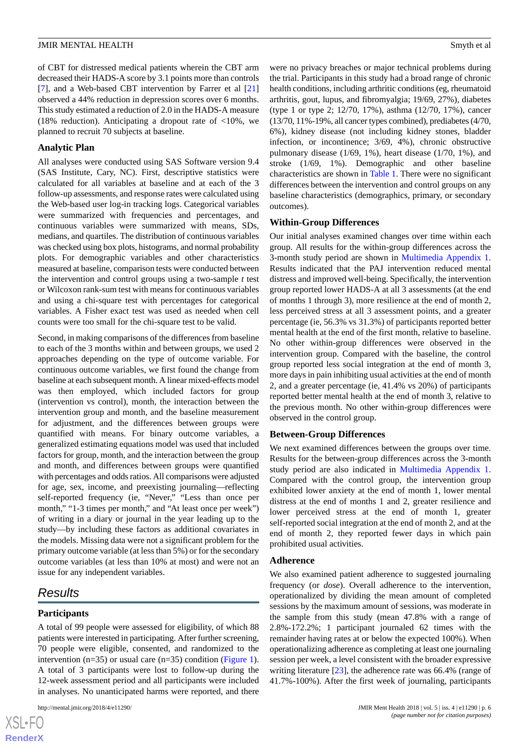of CBT for distressed medical patients wherein the CBT arm decreased their HADS-A score by 3.1 points more than controls [7], and a Web-based CBT intervention by Farrer et al [21] observed a 44% reduction in depression scores over 6 months. This study estimated a reduction of 2.0 in the HADS-A measure (18% reduction). Anticipating a dropout rate of <10%, we planned to recruit 70 subjects at baseline.

### Analytic Plan

All analyses were conducted using SAS Software version 9.4 (SAS Institute, Cary, NC). First, descriptive statistics were calculated for all variables at baseline and at each of the 3 follow-up assessments, and response rates were calculated using the Web-based user log-in tracking logs. Categorical variables were summarized with frequencies and percentages, and continuous variables were summarized with means, SDs, medians, and quartiles. The distribution of continuous variables was checked using box plots, histograms, and normal probability plots. For demographic variables and other characteristics measured at baseline, comparison tests were conducted between the intervention and control groups using a two-sample *t* test or Wilcoxon rank-sum test with means for continuous variables and using a chi-square test with percentages for categorical variables. A Fisher exact test was used as needed when cell counts were too small for the chi-square test to be valid.

Second, in making comparisons of the differences from baseline to each of the 3 months within and between groups, we used 2 approaches depending on the type of outcome variable. For continuous outcome variables, we first found the change from baseline at each subsequent month. A linear mixed-effects model was then employed, which included factors for group (intervention vs control), month, the interaction between the intervention group and month, and the baseline measurement for adjustment, and the differences between groups were quantified with means. For binary outcome variables, a generalized estimating equations model was used that included factors for group, month, and the interaction between the group and month, and differences between groups were quantified with percentages and odds ratios. All comparisons were adjusted for age, sex, income, and preexisting journaling—reflecting self-reported frequency (ie, "Never," "Less than once per month," "1-3 times per month," and "At least once per week") of writing in a diary or journal in the year leading up to the study—by including these factors as additional covariates in the models. Missing data were not a significant problem for the primary outcome variable (at less than 5%) or for the secondary outcome variables (at less than 10% at most) and were not an issue for any independent variables.

## Results

### Participants

A total of 99 people were assessed for eligibility, of which 88 patients were interested in participating. After further screening, 70 people were eligible, consented, and randomized to the intervention (n=35) or usual care (n=35) condition (Figure 1). A total of 3 participants were lost to follow-up during the 12-week assessment period and all participants were included in analyses. No unanticipated harms were reported, and there were no privacy breaches or major technical problems during the trial. Participants in this study had a broad range of chronic health conditions, including arthritic conditions (eg, rheumatoid arthritis, gout, lupus, and fibromyalgia; 19/69, 27%), diabetes (type 1 or type 2; 12/70, 17%), asthma (12/70, 17%), cancer (13/70, 11%-19%, all cancer types combined), prediabetes (4/70, 6%), kidney disease (not including kidney stones, bladder infection, or incontinence; 3/69, 4%), chronic obstructive pulmonary disease (1/69, 1%), heart disease (1/70, 1%), and stroke (1/69, 1%). Demographic and other baseline characteristics are shown in Table 1. There were no significant differences between the intervention and control groups on any baseline characteristics (demographics, primary, or secondary outcomes).

### Within-Group Differences

Our initial analyses examined changes over time within each group. All results for the within-group differences across the 3-month study period are shown in Multimedia Appendix 1. Results indicated that the PAJ intervention reduced mental distress and improved well-being. Specifically, the intervention group reported lower HADS-A at all 3 assessments (at the end of months 1 through 3), more resilience at the end of month 2, less perceived stress at all 3 assessment points, and a greater percentage (ie, 56.3% vs 31.3%) of participants reported better mental health at the end of the first month, relative to baseline. No other within-group differences were observed in the intervention group. Compared with the baseline, the control group reported less social integration at the end of month 3, more days in pain inhibiting usual activities at the end of month 2, and a greater percentage (ie, 41.4% vs 20%) of participants reported better mental health at the end of month 3, relative to the previous month. No other within-group differences were observed in the control group.

### Between-Group Differences

We next examined differences between the groups over time. Results for the between-group differences across the 3-month study period are also indicated in Multimedia Appendix 1. Compared with the control group, the intervention group exhibited lower anxiety at the end of month 1, lower mental distress at the end of months 1 and 2, greater resilience and lower perceived stress at the end of month 1, greater self-reported social integration at the end of month 2, and at the end of month 2, they reported fewer days in which pain prohibited usual activities.

### Adherence

We also examined patient adherence to suggested journaling frequency (or *dose*). Overall adherence to the intervention, operationalized by dividing the mean amount of completed sessions by the maximum amount of sessions, was moderate in the sample from this study (mean 47.8% with a range of 2.8%-172.2%; 1 participant journaled 62 times with the remainder having rates at or below the expected 100%). When operationalizing adherence as completing at least one journaling session per week, a level consistent with the broader expressive writing literature [23], the adherence rate was 66.4% (range of 41.7%-100%). After the first week of journaling, participants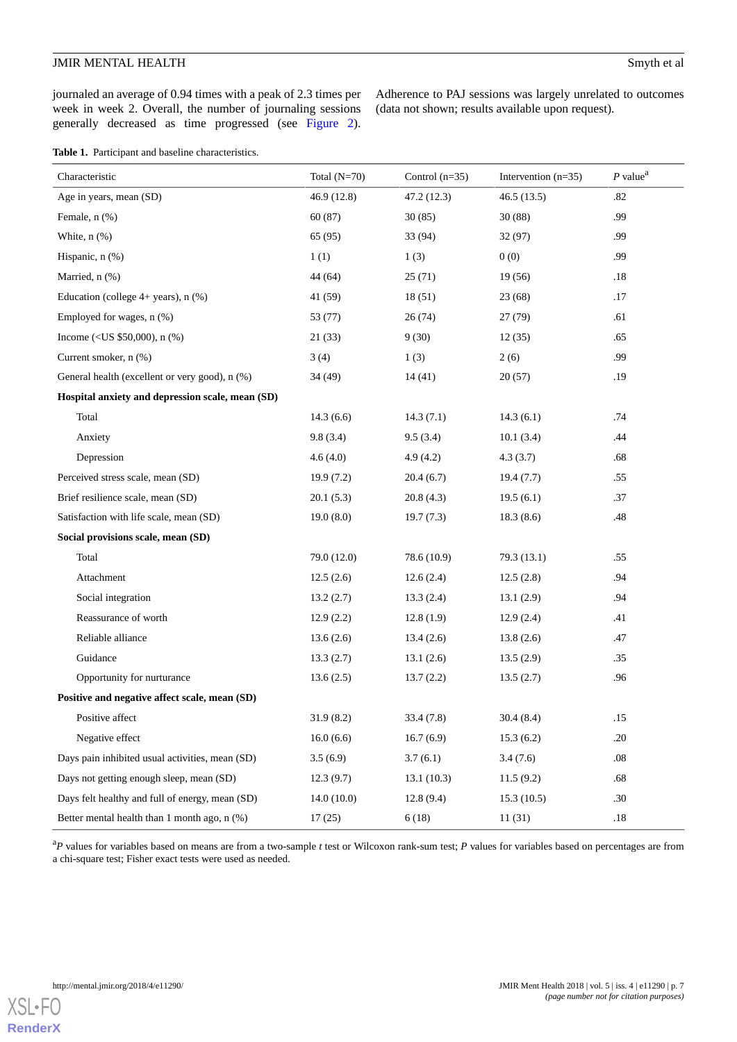journaled an average of 0.94 times with a peak of 2.3 times per week in week 2. Overall, the number of journaling sessions generally decreased as time progressed (see Figure 2).

Adherence to PAJ sessions was largely unrelated to outcomes (data not shown; results available upon request).

**Table 1.** Participant and baseline characteristics.

| Characteristic | Total (N=70) | Control (n=35) | Intervention (n=35) | *P* value[a] |
|---|---|---|---|---|
| Age in years, mean (SD) | 46.9 (12.8) | 47.2 (12.3) | 46.5 (13.5) | .82 |
| Female, n (%) | 60 (87) | 30 (85) | 30 (88) | .99 |
| White, n (%) | 65 (95) | 33 (94) | 32 (97) | .99 |
| Hispanic, n (%) | 1 (1) | 1 (3) | 0 (0) | .99 |
| Married, n (%) | 44 (64) | 25 (71) | 19 (56) | .18 |
| Education (college 4+ years), n (%) | 41 (59) | 18 (51) | 23 (68) | .17 |
| Employed for wages, n (%) | 53 (77) | 26 (74) | 27 (79) | .61 |
| Income (<US $50,000), n (%) | 21 (33) | 9 (30) | 12 (35) | .65 |
| Current smoker, n (%) | 3 (4) | 1 (3) | 2 (6) | .99 |
| General health (excellent or very good), n (%) | 34 (49) | 14 (41) | 20 (57) | .19 |
| **Hospital anxiety and depression scale, mean (SD)** | | | | |
| Total | 14.3 (6.6) | 14.3 (7.1) | 14.3 (6.1) | .74 |
| Anxiety | 9.8 (3.4) | 9.5 (3.4) | 10.1 (3.4) | .44 |
| Depression | 4.6 (4.0) | 4.9 (4.2) | 4.3 (3.7) | .68 |
| Perceived stress scale, mean (SD) | 19.9 (7.2) | 20.4 (6.7) | 19.4 (7.7) | .55 |
| Brief resilience scale, mean (SD) | 20.1 (5.3) | 20.8 (4.3) | 19.5 (6.1) | .37 |
| Satisfaction with life scale, mean (SD) | 19.0 (8.0) | 19.7 (7.3) | 18.3 (8.6) | .48 |
| **Social provisions scale, mean (SD)** | | | | |
| Total | 79.0 (12.0) | 78.6 (10.9) | 79.3 (13.1) | .55 |
| Attachment | 12.5 (2.6) | 12.6 (2.4) | 12.5 (2.8) | .94 |
| Social integration | 13.2 (2.7) | 13.3 (2.4) | 13.1 (2.9) | .94 |
| Reassurance of worth | 12.9 (2.2) | 12.8 (1.9) | 12.9 (2.4) | .41 |
| Reliable alliance | 13.6 (2.6) | 13.4 (2.6) | 13.8 (2.6) | .47 |
| Guidance | 13.3 (2.7) | 13.1 (2.6) | 13.5 (2.9) | .35 |
| Opportunity for nurturance | 13.6 (2.5) | 13.7 (2.2) | 13.5 (2.7) | .96 |
| **Positive and negative affect scale, mean (SD)** | | | | |
| Positive affect | 31.9 (8.2) | 33.4 (7.8) | 30.4 (8.4) | .15 |
| Negative effect | 16.0 (6.6) | 16.7 (6.9) | 15.3 (6.2) | .20 |
| Days pain inhibited usual activities, mean (SD) | 3.5 (6.9) | 3.7 (6.1) | 3.4 (7.6) | .08 |
| Days not getting enough sleep, mean (SD) | 12.3 (9.7) | 13.1 (10.3) | 11.5 (9.2) | .68 |
| Days felt healthy and full of energy, mean (SD) | 14.0 (10.0) | 12.8 (9.4) | 15.3 (10.5) | .30 |
| Better mental health than 1 month ago, n (%) | 17 (25) | 6 (18) | 11 (31) | .18 |

[a]*P* values for variables based on means are from a two-sample *t* test or Wilcoxon rank-sum test; *P* values for variables based on percentages are from a chi-square test; Fisher exact tests were used as needed.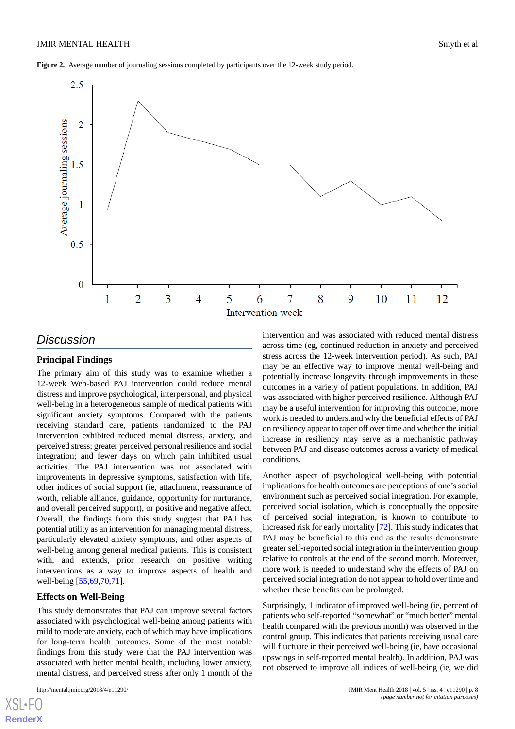**Figure 2.** Average number of journaling sessions completed by participants over the 12-week study period.

## Discussion

### Principal Findings

The primary aim of this study was to examine whether a 12-week Web-based PAJ intervention could reduce mental distress and improve psychological, interpersonal, and physical well-being in a heterogeneous sample of medical patients with significant anxiety symptoms. Compared with the patients receiving standard care, patients randomized to the PAJ intervention exhibited reduced mental distress, anxiety, and perceived stress; greater perceived personal resilience and social integration; and fewer days on which pain inhibited usual activities. The PAJ intervention was not associated with improvements in depressive symptoms, satisfaction with life, other indices of social support (ie, attachment, reassurance of worth, reliable alliance, guidance, opportunity for nurturance, and overall perceived support), or positive and negative affect. Overall, the findings from this study suggest that PAJ has potential utility as an intervention for managing mental distress, particularly elevated anxiety symptoms, and other aspects of well-being among general medical patients. This is consistent with, and extends, prior research on positive writing interventions as a way to improve aspects of health and well-being [55,69,70,71].

### Effects on Well-Being

This study demonstrates that PAJ can improve several factors associated with psychological well-being among patients with mild to moderate anxiety, each of which may have implications for long-term health outcomes. Some of the most notable findings from this study were that the PAJ intervention was associated with better mental health, including lower anxiety, mental distress, and perceived stress after only 1 month of the intervention and was associated with reduced mental distress across time (eg, continued reduction in anxiety and perceived stress across the 12-week intervention period). As such, PAJ may be an effective way to improve mental well-being and potentially increase longevity through improvements in these outcomes in a variety of patient populations. In addition, PAJ was associated with higher perceived resilience. Although PAJ may be a useful intervention for improving this outcome, more work is needed to understand why the beneficial effects of PAJ on resiliency appear to taper off over time and whether the initial increase in resiliency may serve as a mechanistic pathway between PAJ and disease outcomes across a variety of medical conditions.

Another aspect of psychological well-being with potential implications for health outcomes are perceptions of one's social environment such as perceived social integration. For example, perceived social isolation, which is conceptually the opposite of perceived social integration, is known to contribute to increased risk for early mortality [72]. This study indicates that PAJ may be beneficial to this end as the results demonstrate greater self-reported social integration in the intervention group relative to controls at the end of the second month. Moreover, more work is needed to understand why the effects of PAJ on perceived social integration do not appear to hold over time and whether these benefits can be prolonged.

Surprisingly, 1 indicator of improved well-being (ie, percent of patients who self-reported "somewhat" or "much better" mental health compared with the previous month) was observed in the control group. This indicates that patients receiving usual care will fluctuate in their perceived well-being (ie, have occasional upswings in self-reported mental health). In addition, PAJ was not observed to improve all indices of well-being (ie, we did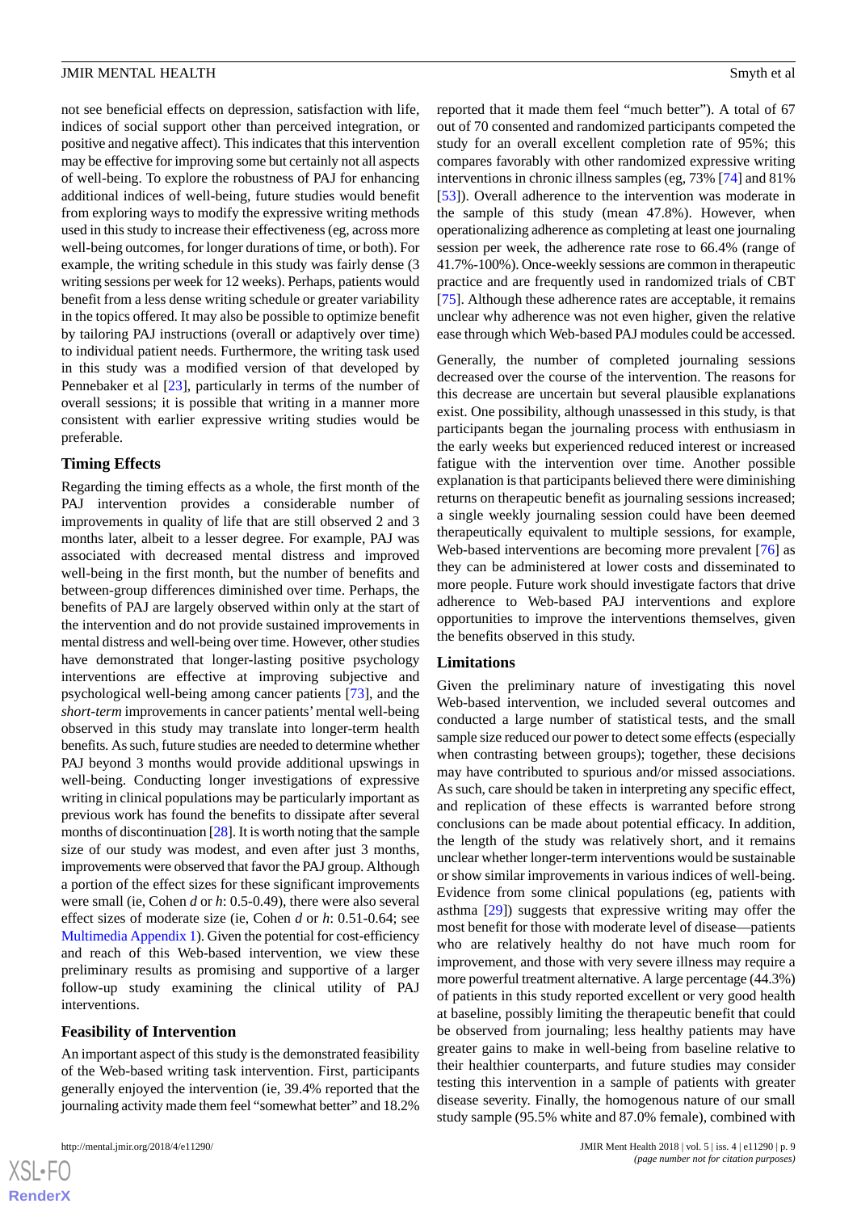not see beneficial effects on depression, satisfaction with life, indices of social support other than perceived integration, or positive and negative affect). This indicates that this intervention may be effective for improving some but certainly not all aspects of well-being. To explore the robustness of PAJ for enhancing additional indices of well-being, future studies would benefit from exploring ways to modify the expressive writing methods used in this study to increase their effectiveness (eg, across more well-being outcomes, for longer durations of time, or both). For example, the writing schedule in this study was fairly dense (3 writing sessions per week for 12 weeks). Perhaps, patients would benefit from a less dense writing schedule or greater variability in the topics offered. It may also be possible to optimize benefit by tailoring PAJ instructions (overall or adaptively over time) to individual patient needs. Furthermore, the writing task used in this study was a modified version of that developed by Pennebaker et al [23], particularly in terms of the number of overall sessions; it is possible that writing in a manner more consistent with earlier expressive writing studies would be preferable.

### Timing Effects

Regarding the timing effects as a whole, the first month of the PAJ intervention provides a considerable number of improvements in quality of life that are still observed 2 and 3 months later, albeit to a lesser degree. For example, PAJ was associated with decreased mental distress and improved well-being in the first month, but the number of benefits and between-group differences diminished over time. Perhaps, the benefits of PAJ are largely observed within only at the start of the intervention and do not provide sustained improvements in mental distress and well-being over time. However, other studies have demonstrated that longer-lasting positive psychology interventions are effective at improving subjective and psychological well-being among cancer patients [73], and the *short-term* improvements in cancer patients' mental well-being observed in this study may translate into longer-term health benefits. As such, future studies are needed to determine whether PAJ beyond 3 months would provide additional upswings in well-being. Conducting longer investigations of expressive writing in clinical populations may be particularly important as previous work has found the benefits to dissipate after several months of discontinuation [28]. It is worth noting that the sample size of our study was modest, and even after just 3 months, improvements were observed that favor the PAJ group. Although a portion of the effect sizes for these significant improvements were small (ie, Cohen *d* or *h*: 0.5-0.49), there were also several effect sizes of moderate size (ie, Cohen *d* or *h*: 0.51-0.64; see Multimedia Appendix 1). Given the potential for cost-efficiency and reach of this Web-based intervention, we view these preliminary results as promising and supportive of a larger follow-up study examining the clinical utility of PAJ interventions.

### Feasibility of Intervention

An important aspect of this study is the demonstrated feasibility of the Web-based writing task intervention. First, participants generally enjoyed the intervention (ie, 39.4% reported that the journaling activity made them feel "somewhat better" and 18.2% reported that it made them feel "much better"). A total of 67 out of 70 consented and randomized participants competed the study for an overall excellent completion rate of 95%; this compares favorably with other randomized expressive writing interventions in chronic illness samples (eg, 73% [74] and 81% [53]). Overall adherence to the intervention was moderate in the sample of this study (mean 47.8%). However, when operationalizing adherence as completing at least one journaling session per week, the adherence rate rose to 66.4% (range of 41.7%-100%). Once-weekly sessions are common in therapeutic practice and are frequently used in randomized trials of CBT [75]. Although these adherence rates are acceptable, it remains unclear why adherence was not even higher, given the relative ease through which Web-based PAJ modules could be accessed.

Generally, the number of completed journaling sessions decreased over the course of the intervention. The reasons for this decrease are uncertain but several plausible explanations exist. One possibility, although unassessed in this study, is that participants began the journaling process with enthusiasm in the early weeks but experienced reduced interest or increased fatigue with the intervention over time. Another possible explanation is that participants believed there were diminishing returns on therapeutic benefit as journaling sessions increased; a single weekly journaling session could have been deemed therapeutically equivalent to multiple sessions, for example, Web-based interventions are becoming more prevalent [76] as they can be administered at lower costs and disseminated to more people. Future work should investigate factors that drive adherence to Web-based PAJ interventions and explore opportunities to improve the interventions themselves, given the benefits observed in this study.

### Limitations

Given the preliminary nature of investigating this novel Web-based intervention, we included several outcomes and conducted a large number of statistical tests, and the small sample size reduced our power to detect some effects (especially when contrasting between groups); together, these decisions may have contributed to spurious and/or missed associations. As such, care should be taken in interpreting any specific effect, and replication of these effects is warranted before strong conclusions can be made about potential efficacy. In addition, the length of the study was relatively short, and it remains unclear whether longer-term interventions would be sustainable or show similar improvements in various indices of well-being. Evidence from some clinical populations (eg, patients with asthma [29]) suggests that expressive writing may offer the most benefit for those with moderate level of disease—patients who are relatively healthy do not have much room for improvement, and those with very severe illness may require a more powerful treatment alternative. A large percentage (44.3%) of patients in this study reported excellent or very good health at baseline, possibly limiting the therapeutic benefit that could be observed from journaling; less healthy patients may have greater gains to make in well-being from baseline relative to their healthier counterparts, and future studies may consider testing this intervention in a sample of patients with greater disease severity. Finally, the homogenous nature of our small study sample (95.5% white and 87.0% female), combined with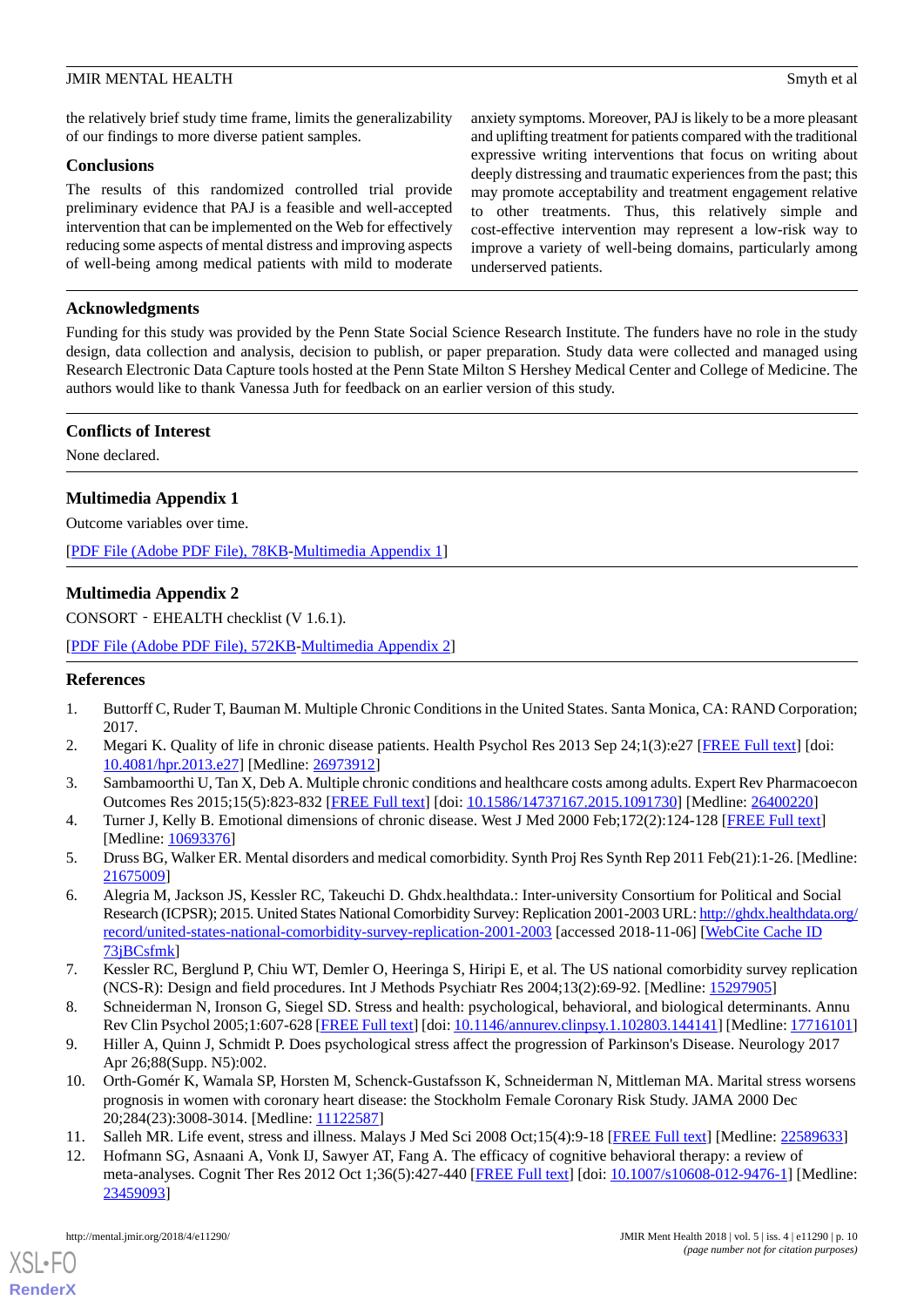the relatively brief study time frame, limits the generalizability of our findings to more diverse patient samples.

## Conclusions

The results of this randomized controlled trial provide preliminary evidence that PAJ is a feasible and well-accepted intervention that can be implemented on the Web for effectively reducing some aspects of mental distress and improving aspects of well-being among medical patients with mild to moderate anxiety symptoms. Moreover, PAJ is likely to be a more pleasant and uplifting treatment for patients compared with the traditional expressive writing interventions that focus on writing about deeply distressing and traumatic experiences from the past; this may promote acceptability and treatment engagement relative to other treatments. Thus, this relatively simple and cost-effective intervention may represent a low-risk way to improve a variety of well-being domains, particularly among underserved patients.

## Acknowledgments

Funding for this study was provided by the Penn State Social Science Research Institute. The funders have no role in the study design, data collection and analysis, decision to publish, or paper preparation. Study data were collected and managed using Research Electronic Data Capture tools hosted at the Penn State Milton S Hershey Medical Center and College of Medicine. The authors would like to thank Vanessa Juth for feedback on an earlier version of this study.

## Conflicts of Interest

None declared.

## Multimedia Appendix 1

Outcome variables over time.

[PDF File (Adobe PDF File), 78KB-Multimedia Appendix 1]

## Multimedia Appendix 2

CONSORT - EHEALTH checklist (V 1.6.1).

[PDF File (Adobe PDF File), 572KB-Multimedia Appendix 2]

## References

1. Buttorff C, Ruder T, Bauman M. Multiple Chronic Conditions in the United States. Santa Monica, CA: RAND Corporation; 2017.
2. Megari K. Quality of life in chronic disease patients. Health Psychol Res 2013 Sep 24;1(3):e27 [FREE Full text] [doi: 10.4081/hpr.2013.e27] [Medline: 26973912]
3. Sambamoorthi U, Tan X, Deb A. Multiple chronic conditions and healthcare costs among adults. Expert Rev Pharmacoecon Outcomes Res 2015;15(5):823-832 [FREE Full text] [doi: 10.1586/14737167.2015.1091730] [Medline: 26400220]
4. Turner J, Kelly B. Emotional dimensions of chronic disease. West J Med 2000 Feb;172(2):124-128 [FREE Full text] [Medline: 10693376]
5. Druss BG, Walker ER. Mental disorders and medical comorbidity. Synth Proj Res Synth Rep 2011 Feb(21):1-26. [Medline: 21675009]
6. Alegria M, Jackson JS, Kessler RC, Takeuchi D. Ghdx.healthdata.: Inter-university Consortium for Political and Social Research (ICPSR); 2015. United States National Comorbidity Survey: Replication 2001-2003 URL: http://ghdx.healthdata.org/record/united-states-national-comorbidity-survey-replication-2001-2003 [accessed 2018-11-06] [WebCite Cache ID 73jBCsfmk]
7. Kessler RC, Berglund P, Chiu WT, Demler O, Heeringa S, Hiripi E, et al. The US national comorbidity survey replication (NCS-R): Design and field procedures. Int J Methods Psychiatr Res 2004;13(2):69-92. [Medline: 15297905]
8. Schneiderman N, Ironson G, Siegel SD. Stress and health: psychological, behavioral, and biological determinants. Annu Rev Clin Psychol 2005;1:607-628 [FREE Full text] [doi: 10.1146/annurev.clinpsy.1.102803.144141] [Medline: 17716101]
9. Hiller A, Quinn J, Schmidt P. Does psychological stress affect the progression of Parkinson's Disease. Neurology 2017 Apr 26;88(Supp. N5):002.
10. Orth-Gomér K, Wamala SP, Horsten M, Schenck-Gustafsson K, Schneiderman N, Mittleman MA. Marital stress worsens prognosis in women with coronary heart disease: the Stockholm Female Coronary Risk Study. JAMA 2000 Dec 20;284(23):3008-3014. [Medline: 11122587]
11. Salleh MR. Life event, stress and illness. Malays J Med Sci 2008 Oct;15(4):9-18 [FREE Full text] [Medline: 22589633]
12. Hofmann SG, Asnaani A, Vonk IJ, Sawyer AT, Fang A. The efficacy of cognitive behavioral therapy: a review of meta-analyses. Cognit Ther Res 2012 Oct 1;36(5):427-440 [FREE Full text] [doi: 10.1007/s10608-012-9476-1] [Medline: 23459093]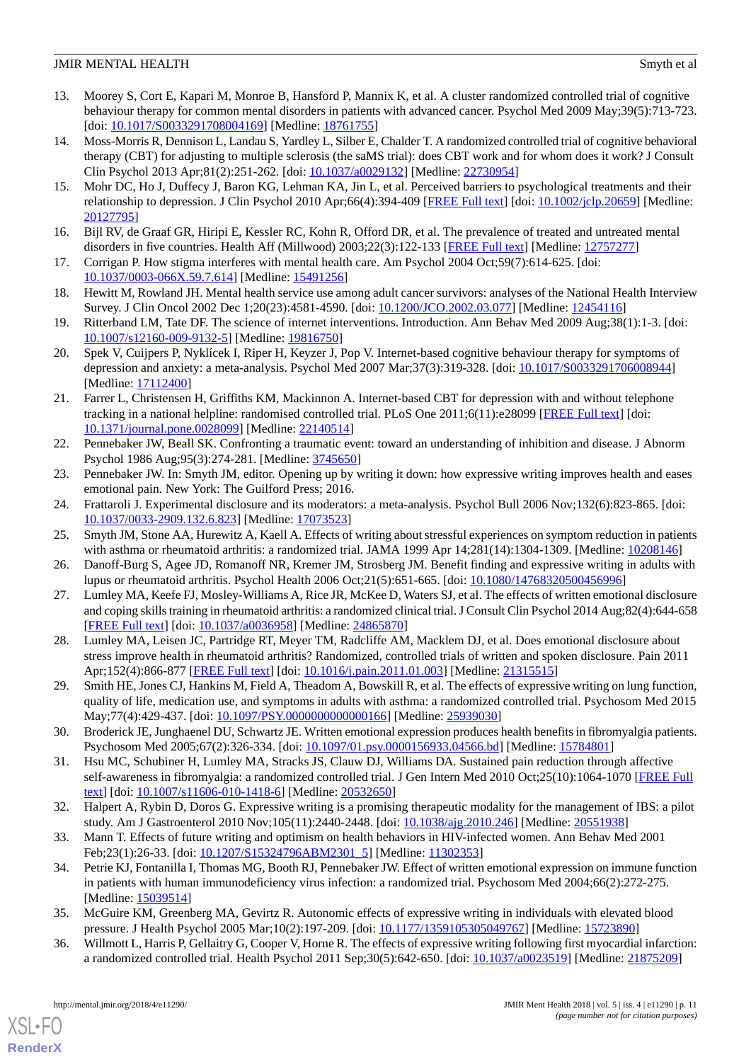13. Moorey S, Cort E, Kapari M, Monroe B, Hansford P, Mannix K, et al. A cluster randomized controlled trial of cognitive behaviour therapy for common mental disorders in patients with advanced cancer. Psychol Med 2009 May;39(5):713-723. [doi: 10.1017/S0033291708004169] [Medline: 18761755]
14. Moss-Morris R, Dennison L, Landau S, Yardley L, Silber E, Chalder T. A randomized controlled trial of cognitive behavioral therapy (CBT) for adjusting to multiple sclerosis (the saMS trial): does CBT work and for whom does it work? J Consult Clin Psychol 2013 Apr;81(2):251-262. [doi: 10.1037/a0029132] [Medline: 22730954]
15. Mohr DC, Ho J, Duffecy J, Baron KG, Lehman KA, Jin L, et al. Perceived barriers to psychological treatments and their relationship to depression. J Clin Psychol 2010 Apr;66(4):394-409 [FREE Full text] [doi: 10.1002/jclp.20659] [Medline: 20127795]
16. Bijl RV, de Graaf GR, Hiripi E, Kessler RC, Kohn R, Offord DR, et al. The prevalence of treated and untreated mental disorders in five countries. Health Aff (Millwood) 2003;22(3):122-133 [FREE Full text] [Medline: 12757277]
17. Corrigan P. How stigma interferes with mental health care. Am Psychol 2004 Oct;59(7):614-625. [doi: 10.1037/0003-066X.59.7.614] [Medline: 15491256]
18. Hewitt M, Rowland JH. Mental health service use among adult cancer survivors: analyses of the National Health Interview Survey. J Clin Oncol 2002 Dec 1;20(23):4581-4590. [doi: 10.1200/JCO.2002.03.077] [Medline: 12454116]
19. Ritterband LM, Tate DF. The science of internet interventions. Introduction. Ann Behav Med 2009 Aug;38(1):1-3. [doi: 10.1007/s12160-009-9132-5] [Medline: 19816750]
20. Spek V, Cuijpers P, Nyklícek I, Riper H, Keyzer J, Pop V. Internet-based cognitive behaviour therapy for symptoms of depression and anxiety: a meta-analysis. Psychol Med 2007 Mar;37(3):319-328. [doi: 10.1017/S0033291706008944] [Medline: 17112400]
21. Farrer L, Christensen H, Griffiths KM, Mackinnon A. Internet-based CBT for depression with and without telephone tracking in a national helpline: randomised controlled trial. PLoS One 2011;6(11):e28099 [FREE Full text] [doi: 10.1371/journal.pone.0028099] [Medline: 22140514]
22. Pennebaker JW, Beall SK. Confronting a traumatic event: toward an understanding of inhibition and disease. J Abnorm Psychol 1986 Aug;95(3):274-281. [Medline: 3745650]
23. Pennebaker JW. In: Smyth JM, editor. Opening up by writing it down: how expressive writing improves health and eases emotional pain. New York: The Guilford Press; 2016.
24. Frattaroli J. Experimental disclosure and its moderators: a meta-analysis. Psychol Bull 2006 Nov;132(6):823-865. [doi: 10.1037/0033-2909.132.6.823] [Medline: 17073523]
25. Smyth JM, Stone AA, Hurewitz A, Kaell A. Effects of writing about stressful experiences on symptom reduction in patients with asthma or rheumatoid arthritis: a randomized trial. JAMA 1999 Apr 14;281(14):1304-1309. [Medline: 10208146]
26. Danoff-Burg S, Agee JD, Romanoff NR, Kremer JM, Strosberg JM. Benefit finding and expressive writing in adults with lupus or rheumatoid arthritis. Psychol Health 2006 Oct;21(5):651-665. [doi: 10.1080/14768320500456996]
27. Lumley MA, Keefe FJ, Mosley-Williams A, Rice JR, McKee D, Waters SJ, et al. The effects of written emotional disclosure and coping skills training in rheumatoid arthritis: a randomized clinical trial. J Consult Clin Psychol 2014 Aug;82(4):644-658 [FREE Full text] [doi: 10.1037/a0036958] [Medline: 24865870]
28. Lumley MA, Leisen JC, Partridge RT, Meyer TM, Radcliffe AM, Macklem DJ, et al. Does emotional disclosure about stress improve health in rheumatoid arthritis? Randomized, controlled trials of written and spoken disclosure. Pain 2011 Apr;152(4):866-877 [FREE Full text] [doi: 10.1016/j.pain.2011.01.003] [Medline: 21315515]
29. Smith HE, Jones CJ, Hankins M, Field A, Theadom A, Bowskill R, et al. The effects of expressive writing on lung function, quality of life, medication use, and symptoms in adults with asthma: a randomized controlled trial. Psychosom Med 2015 May;77(4):429-437. [doi: 10.1097/PSY.0000000000000166] [Medline: 25939030]
30. Broderick JE, Junghaenel DU, Schwartz JE. Written emotional expression produces health benefits in fibromyalgia patients. Psychosom Med 2005;67(2):326-334. [doi: 10.1097/01.psy.0000156933.04566.bd] [Medline: 15784801]
31. Hsu MC, Schubiner H, Lumley MA, Stracks JS, Clauw DJ, Williams DA. Sustained pain reduction through affective self-awareness in fibromyalgia: a randomized controlled trial. J Gen Intern Med 2010 Oct;25(10):1064-1070 [FREE Full text] [doi: 10.1007/s11606-010-1418-6] [Medline: 20532650]
32. Halpert A, Rybin D, Doros G. Expressive writing is a promising therapeutic modality for the management of IBS: a pilot study. Am J Gastroenterol 2010 Nov;105(11):2440-2448. [doi: 10.1038/ajg.2010.246] [Medline: 20551938]
33. Mann T. Effects of future writing and optimism on health behaviors in HIV-infected women. Ann Behav Med 2001 Feb;23(1):26-33. [doi: 10.1207/S15324796ABM2301_5] [Medline: 11302353]
34. Petrie KJ, Fontanilla I, Thomas MG, Booth RJ, Pennebaker JW. Effect of written emotional expression on immune function in patients with human immunodeficiency virus infection: a randomized trial. Psychosom Med 2004;66(2):272-275. [Medline: 15039514]
35. McGuire KM, Greenberg MA, Gevirtz R. Autonomic effects of expressive writing in individuals with elevated blood pressure. J Health Psychol 2005 Mar;10(2):197-209. [doi: 10.1177/1359105305049767] [Medline: 15723890]
36. Willmott L, Harris P, Gellaitry G, Cooper V, Horne R. The effects of expressive writing following first myocardial infarction: a randomized controlled trial. Health Psychol 2011 Sep;30(5):642-650. [doi: 10.1037/a0023519] [Medline: 21875209]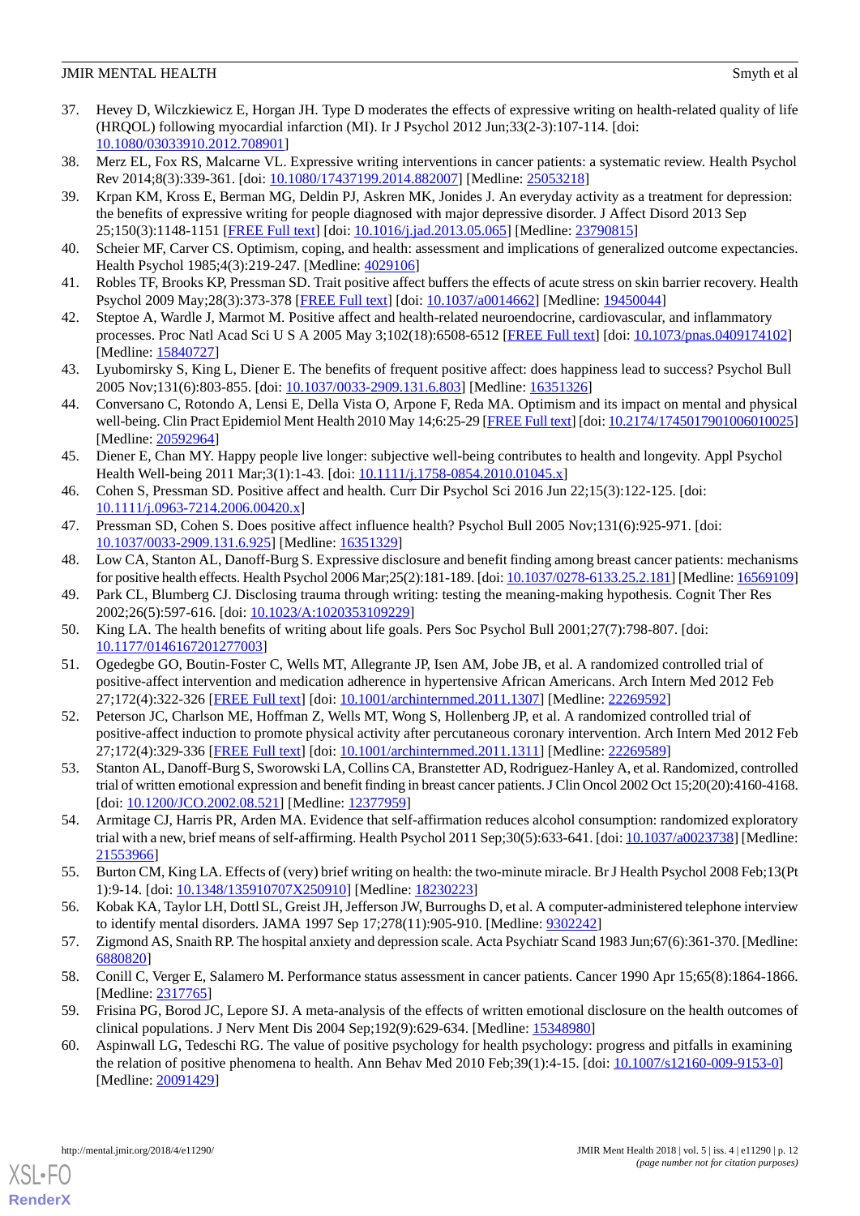37. Hevey D, Wilczkiewicz E, Horgan JH. Type D moderates the effects of expressive writing on health-related quality of life (HRQOL) following myocardial infarction (MI). Ir J Psychol 2012 Jun;33(2-3):107-114. [doi: 10.1080/03033910.2012.708901]
38. Merz EL, Fox RS, Malcarne VL. Expressive writing interventions in cancer patients: a systematic review. Health Psychol Rev 2014;8(3):339-361. [doi: 10.1080/17437199.2014.882007] [Medline: 25053218]
39. Krpan KM, Kross E, Berman MG, Deldin PJ, Askren MK, Jonides J. An everyday activity as a treatment for depression: the benefits of expressive writing for people diagnosed with major depressive disorder. J Affect Disord 2013 Sep 25;150(3):1148-1151 [FREE Full text] [doi: 10.1016/j.jad.2013.05.065] [Medline: 23790815]
40. Scheier MF, Carver CS. Optimism, coping, and health: assessment and implications of generalized outcome expectancies. Health Psychol 1985;4(3):219-247. [Medline: 4029106]
41. Robles TF, Brooks KP, Pressman SD. Trait positive affect buffers the effects of acute stress on skin barrier recovery. Health Psychol 2009 May;28(3):373-378 [FREE Full text] [doi: 10.1037/a0014662] [Medline: 19450044]
42. Steptoe A, Wardle J, Marmot M. Positive affect and health-related neuroendocrine, cardiovascular, and inflammatory processes. Proc Natl Acad Sci U S A 2005 May 3;102(18):6508-6512 [FREE Full text] [doi: 10.1073/pnas.0409174102] [Medline: 15840727]
43. Lyubomirsky S, King L, Diener E. The benefits of frequent positive affect: does happiness lead to success? Psychol Bull 2005 Nov;131(6):803-855. [doi: 10.1037/0033-2909.131.6.803] [Medline: 16351326]
44. Conversano C, Rotondo A, Lensi E, Della Vista O, Arpone F, Reda MA. Optimism and its impact on mental and physical well-being. Clin Pract Epidemiol Ment Health 2010 May 14;6:25-29 [FREE Full text] [doi: 10.2174/1745017901006010025] [Medline: 20592964]
45. Diener E, Chan MY. Happy people live longer: subjective well-being contributes to health and longevity. Appl Psychol Health Well-being 2011 Mar;3(1):1-43. [doi: 10.1111/j.1758-0854.2010.01045.x]
46. Cohen S, Pressman SD. Positive affect and health. Curr Dir Psychol Sci 2016 Jun 22;15(3):122-125. [doi: 10.1111/j.0963-7214.2006.00420.x]
47. Pressman SD, Cohen S. Does positive affect influence health? Psychol Bull 2005 Nov;131(6):925-971. [doi: 10.1037/0033-2909.131.6.925] [Medline: 16351329]
48. Low CA, Stanton AL, Danoff-Burg S. Expressive disclosure and benefit finding among breast cancer patients: mechanisms for positive health effects. Health Psychol 2006 Mar;25(2):181-189. [doi: 10.1037/0278-6133.25.2.181] [Medline: 16569109]
49. Park CL, Blumberg CJ. Disclosing trauma through writing: testing the meaning-making hypothesis. Cognit Ther Res 2002;26(5):597-616. [doi: 10.1023/A:1020353109229]
50. King LA. The health benefits of writing about life goals. Pers Soc Psychol Bull 2001;27(7):798-807. [doi: 10.1177/0146167201277003]
51. Ogedegbe GO, Boutin-Foster C, Wells MT, Allegrante JP, Isen AM, Jobe JB, et al. A randomized controlled trial of positive-affect intervention and medication adherence in hypertensive African Americans. Arch Intern Med 2012 Feb 27;172(4):322-326 [FREE Full text] [doi: 10.1001/archinternmed.2011.1307] [Medline: 22269592]
52. Peterson JC, Charlson ME, Hoffman Z, Wells MT, Wong S, Hollenberg JP, et al. A randomized controlled trial of positive-affect induction to promote physical activity after percutaneous coronary intervention. Arch Intern Med 2012 Feb 27;172(4):329-336 [FREE Full text] [doi: 10.1001/archinternmed.2011.1311] [Medline: 22269589]
53. Stanton AL, Danoff-Burg S, Sworowski LA, Collins CA, Branstetter AD, Rodriguez-Hanley A, et al. Randomized, controlled trial of written emotional expression and benefit finding in breast cancer patients. J Clin Oncol 2002 Oct 15;20(20):4160-4168. [doi: 10.1200/JCO.2002.08.521] [Medline: 12377959]
54. Armitage CJ, Harris PR, Arden MA. Evidence that self-affirmation reduces alcohol consumption: randomized exploratory trial with a new, brief means of self-affirming. Health Psychol 2011 Sep;30(5):633-641. [doi: 10.1037/a0023738] [Medline: 21553966]
55. Burton CM, King LA. Effects of (very) brief writing on health: the two-minute miracle. Br J Health Psychol 2008 Feb;13(Pt 1):9-14. [doi: 10.1348/135910707X250910] [Medline: 18230223]
56. Kobak KA, Taylor LH, Dottl SL, Greist JH, Jefferson JW, Burroughs D, et al. A computer-administered telephone interview to identify mental disorders. JAMA 1997 Sep 17;278(11):905-910. [Medline: 9302242]
57. Zigmond AS, Snaith RP. The hospital anxiety and depression scale. Acta Psychiatr Scand 1983 Jun;67(6):361-370. [Medline: 6880820]
58. Conill C, Verger E, Salamero M. Performance status assessment in cancer patients. Cancer 1990 Apr 15;65(8):1864-1866. [Medline: 2317765]
59. Frisina PG, Borod JC, Lepore SJ. A meta-analysis of the effects of written emotional disclosure on the health outcomes of clinical populations. J Nerv Ment Dis 2004 Sep;192(9):629-634. [Medline: 15348980]
60. Aspinwall LG, Tedeschi RG. The value of positive psychology for health psychology: progress and pitfalls in examining the relation of positive phenomena to health. Ann Behav Med 2010 Feb;39(1):4-15. [doi: 10.1007/s12160-009-9153-0] [Medline: 20091429]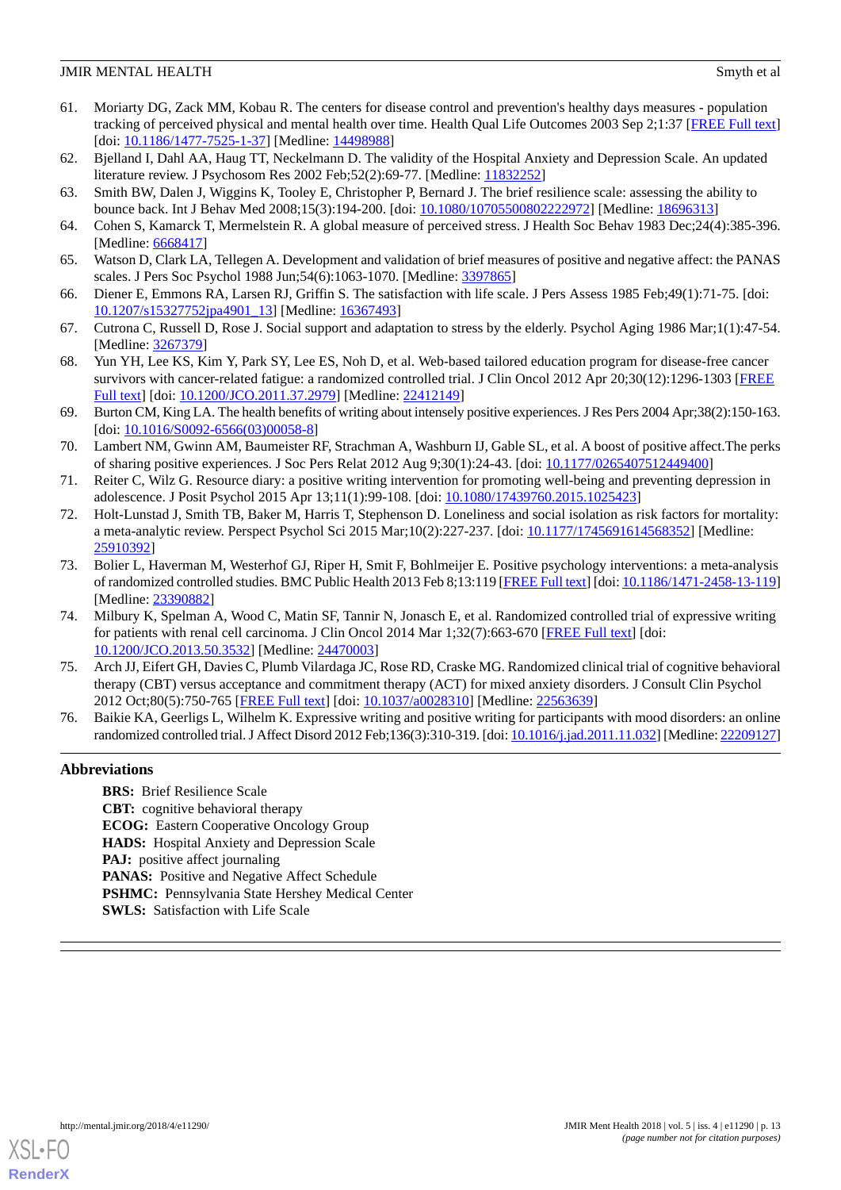61. Moriarty DG, Zack MM, Kobau R. The centers for disease control and prevention's healthy days measures - population tracking of perceived physical and mental health over time. Health Qual Life Outcomes 2003 Sep 2;1:37 [FREE Full text] [doi: 10.1186/1477-7525-1-37] [Medline: 14498988]
62. Bjelland I, Dahl AA, Haug TT, Neckelmann D. The validity of the Hospital Anxiety and Depression Scale. An updated literature review. J Psychosom Res 2002 Feb;52(2):69-77. [Medline: 11832252]
63. Smith BW, Dalen J, Wiggins K, Tooley E, Christopher P, Bernard J. The brief resilience scale: assessing the ability to bounce back. Int J Behav Med 2008;15(3):194-200. [doi: 10.1080/10705500802222972] [Medline: 18696313]
64. Cohen S, Kamarck T, Mermelstein R. A global measure of perceived stress. J Health Soc Behav 1983 Dec;24(4):385-396. [Medline: 6668417]
65. Watson D, Clark LA, Tellegen A. Development and validation of brief measures of positive and negative affect: the PANAS scales. J Pers Soc Psychol 1988 Jun;54(6):1063-1070. [Medline: 3397865]
66. Diener E, Emmons RA, Larsen RJ, Griffin S. The satisfaction with life scale. J Pers Assess 1985 Feb;49(1):71-75. [doi: 10.1207/s15327752jpa4901_13] [Medline: 16367493]
67. Cutrona C, Russell D, Rose J. Social support and adaptation to stress by the elderly. Psychol Aging 1986 Mar;1(1):47-54. [Medline: 3267379]
68. Yun YH, Lee KS, Kim Y, Park SY, Lee ES, Noh D, et al. Web-based tailored education program for disease-free cancer survivors with cancer-related fatigue: a randomized controlled trial. J Clin Oncol 2012 Apr 20;30(12):1296-1303 [FREE Full text] [doi: 10.1200/JCO.2011.37.2979] [Medline: 22412149]
69. Burton CM, King LA. The health benefits of writing about intensely positive experiences. J Res Pers 2004 Apr;38(2):150-163. [doi: 10.1016/S0092-6566(03)00058-8]
70. Lambert NM, Gwinn AM, Baumeister RF, Strachman A, Washburn IJ, Gable SL, et al. A boost of positive affect.The perks of sharing positive experiences. J Soc Pers Relat 2012 Aug 9;30(1):24-43. [doi: 10.1177/0265407512449400]
71. Reiter C, Wilz G. Resource diary: a positive writing intervention for promoting well-being and preventing depression in adolescence. J Posit Psychol 2015 Apr 13;11(1):99-108. [doi: 10.1080/17439760.2015.1025423]
72. Holt-Lunstad J, Smith TB, Baker M, Harris T, Stephenson D. Loneliness and social isolation as risk factors for mortality: a meta-analytic review. Perspect Psychol Sci 2015 Mar;10(2):227-237. [doi: 10.1177/1745691614568352] [Medline: 25910392]
73. Bolier L, Haverman M, Westerhof GJ, Riper H, Smit F, Bohlmeijer E. Positive psychology interventions: a meta-analysis of randomized controlled studies. BMC Public Health 2013 Feb 8;13:119 [FREE Full text] [doi: 10.1186/1471-2458-13-119] [Medline: 23390882]
74. Milbury K, Spelman A, Wood C, Matin SF, Tannir N, Jonasch E, et al. Randomized controlled trial of expressive writing for patients with renal cell carcinoma. J Clin Oncol 2014 Mar 1;32(7):663-670 [FREE Full text] [doi: 10.1200/JCO.2013.50.3532] [Medline: 24470003]
75. Arch JJ, Eifert GH, Davies C, Plumb Vilardaga JC, Rose RD, Craske MG. Randomized clinical trial of cognitive behavioral therapy (CBT) versus acceptance and commitment therapy (ACT) for mixed anxiety disorders. J Consult Clin Psychol 2012 Oct;80(5):750-765 [FREE Full text] [doi: 10.1037/a0028310] [Medline: 22563639]
76. Baikie KA, Geerligs L, Wilhelm K. Expressive writing and positive writing for participants with mood disorders: an online randomized controlled trial. J Affect Disord 2012 Feb;136(3):310-319. [doi: 10.1016/j.jad.2011.11.032] [Medline: 22209127]

## Abbreviations

**BRS:** Brief Resilience Scale
**CBT:** cognitive behavioral therapy
**ECOG:** Eastern Cooperative Oncology Group
**HADS:** Hospital Anxiety and Depression Scale
**PAJ:** positive affect journaling
**PANAS:** Positive and Negative Affect Schedule
**PSHMC:** Pennsylvania State Hershey Medical Center
**SWLS:** Satisfaction with Life Scale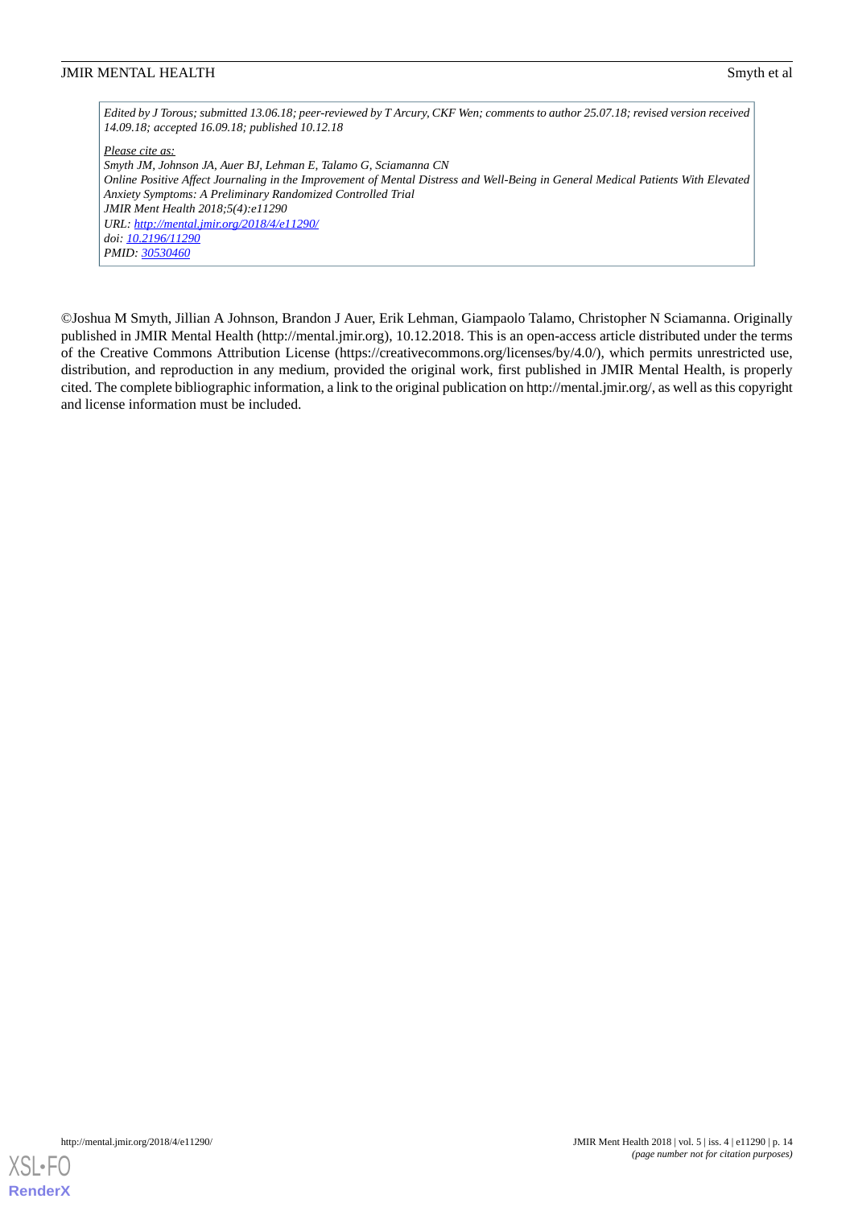*Edited by J Torous; submitted 13.06.18; peer-reviewed by T Arcury, CKF Wen; comments to author 25.07.18; revised version received 14.09.18; accepted 16.09.18; published 10.12.18*

*Please cite as:*
*Smyth JM, Johnson JA, Auer BJ, Lehman E, Talamo G, Sciamanna CN*
*Online Positive Affect Journaling in the Improvement of Mental Distress and Well-Being in General Medical Patients With Elevated Anxiety Symptoms: A Preliminary Randomized Controlled Trial*
*JMIR Ment Health 2018;5(4):e11290*
*URL: http://mental.jmir.org/2018/4/e11290/*
*doi: 10.2196/11290*
*PMID: 30530460*

©Joshua M Smyth, Jillian A Johnson, Brandon J Auer, Erik Lehman, Giampaolo Talamo, Christopher N Sciamanna. Originally published in JMIR Mental Health (http://mental.jmir.org), 10.12.2018. This is an open-access article distributed under the terms of the Creative Commons Attribution License (https://creativecommons.org/licenses/by/4.0/), which permits unrestricted use, distribution, and reproduction in any medium, provided the original work, first published in JMIR Mental Health, is properly cited. The complete bibliographic information, a link to the original publication on http://mental.jmir.org/, as well as this copyright and license information must be included.